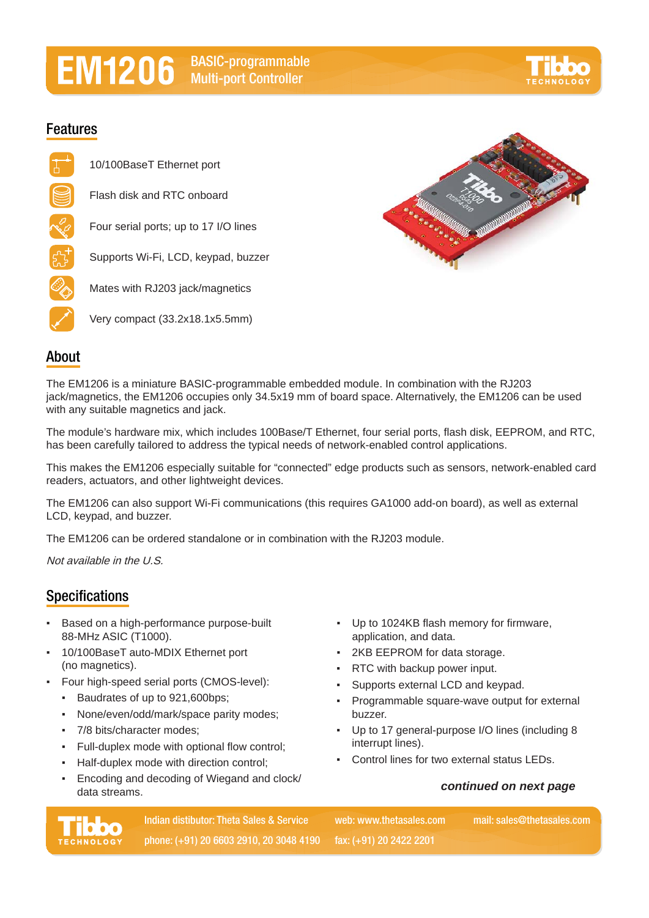# EM1206 BASIC-programmable Multi-port Controller

## Features

- 10/100BaseT Ethernet port
- Flash disk and RTC onboard
- Four serial ports; up to 17 I/O lines
- Supports Wi-Fi, LCD, keypad, buzzer
- Mates with RJ203 jack/magnetics
- Very compact (33.2x18.1x5.5mm)

## About

The EM1206 is a miniature BASIC-programmable embedded module. In combination with the RJ203 jack/magnetics, the EM1206 occupies only 34.5x19 mm of board space. Alternatively, the EM1206 can be used with any suitable magnetics and jack.

The module's hardware mix, which includes 100Base/T Ethernet, four serial ports, flash disk, EEPROM, and RTC, has been carefully tailored to address the typical needs of network-enabled control applications.

This makes the EM1206 especially suitable for "connected" edge products such as sensors, network-enabled card readers, actuators, and other lightweight devices.

The EM1206 can also support Wi-Fi communications (this requires GA1000 add-on board), as well as external LCD, keypad, and buzzer.

The EM1206 can be ordered standalone or in combination with the RJ203 module.

*Not available in the U.S.*

## Specifications

- Based on a high-performance purpose-built 88-MHz ASIC (T1000).
- 10/100BaseT auto-MDIX Ethernet port (no magnetics).
- Four high-speed serial ports (CMOS-level):
  - Baudrates of up to 921,600bps;
  - None/even/odd/mark/space parity modes;
  - 7/8 bits/character modes;
  - Full-duplex mode with optional flow control;
  - Half-duplex mode with direction control;
  - Encoding and decoding of Wiegand and clock/data streams.
- Up to 1024KB flash memory for firmware, application, and data.
- 2KB EEPROM for data storage.
- RTC with backup power input.
- Supports external LCD and keypad.
- Programmable square-wave output for external buzzer.
- Up to 17 general-purpose I/O lines (including 8 interrupt lines).
- Control lines for two external status LEDs.

***continued on next page***

Indian distibutor: Theta Sales & Service web: www.thetasales.com mail: sales@thetasales.com
phone: (+91) 20 6603 2910, 20 3048 4190 fax: (+91) 20 2422 2201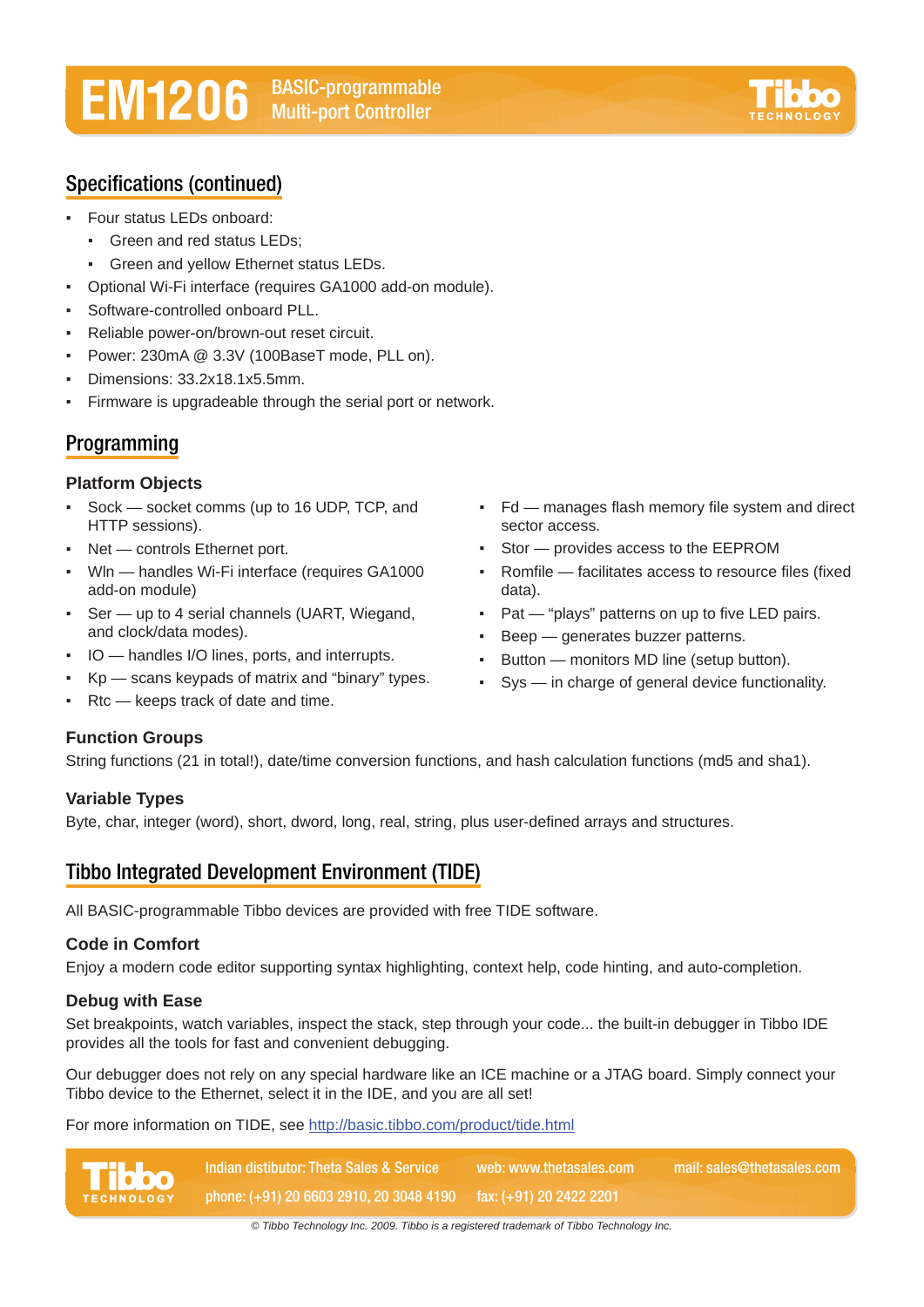## Specifications (continued)

- Four status LEDs onboard:
  - Green and red status LEDs;
  - Green and yellow Ethernet status LEDs.
- Optional Wi-Fi interface (requires GA1000 add-on module).
- Software-controlled onboard PLL.
- Reliable power-on/brown-out reset circuit.
- Power: 230mA @ 3.3V (100BaseT mode, PLL on).
- Dimensions: 33.2x18.1x5.5mm.
- Firmware is upgradeable through the serial port or network.

## Programming

### Platform Objects

- Sock — socket comms (up to 16 UDP, TCP, and HTTP sessions).
- Net — controls Ethernet port.
- Wln — handles Wi-Fi interface (requires GA1000 add-on module).
- Ser — up to 4 serial channels (UART, Wiegand, and clock/data modes).
- IO — handles I/O lines, ports, and interrupts.
- Kp — scans keypads of matrix and "binary" types.
- Rtc — keeps track of date and time.
- Fd — manages flash memory file system and direct sector access.
- Stor — provides access to the EEPROM
- Romfile — facilitates access to resource files (fixed data).
- Pat — "plays" patterns on up to five LED pairs.
- Beep — generates buzzer patterns.
- Button — monitors MD line (setup button).
- Sys — in charge of general device functionality.

### Function Groups

String functions (21 in total!), date/time conversion functions, and hash calculation functions (md5 and sha1).

### Variable Types

Byte, char, integer (word), short, dword, long, real, string, plus user-defined arrays and structures.

## Tibbo Integrated Development Environment (TIDE)

All BASIC-programmable Tibbo devices are provided with free TIDE software.

### Code in Comfort

Enjoy a modern code editor supporting syntax highlighting, context help, code hinting, and auto-completion.

### Debug with Ease

Set breakpoints, watch variables, inspect the stack, step through your code... the built-in debugger in Tibbo IDE provides all the tools for fast and convenient debugging.

Our debugger does not rely on any special hardware like an ICE machine or a JTAG board. Simply connect your Tibbo device to the Ethernet, select it in the IDE, and you are all set!

For more information on TIDE, see http://basic.tibbo.com/product/tide.html

Indian distibutor: Theta Sales & Service — web: www.thetasales.com — mail: sales@thetasales.com

phone: (+91) 20 6603 2910, 20 3048 4190 — fax: (+91) 20 2422 2201

© Tibbo Technology Inc. 2009. Tibbo is a registered trademark of Tibbo Technology Inc.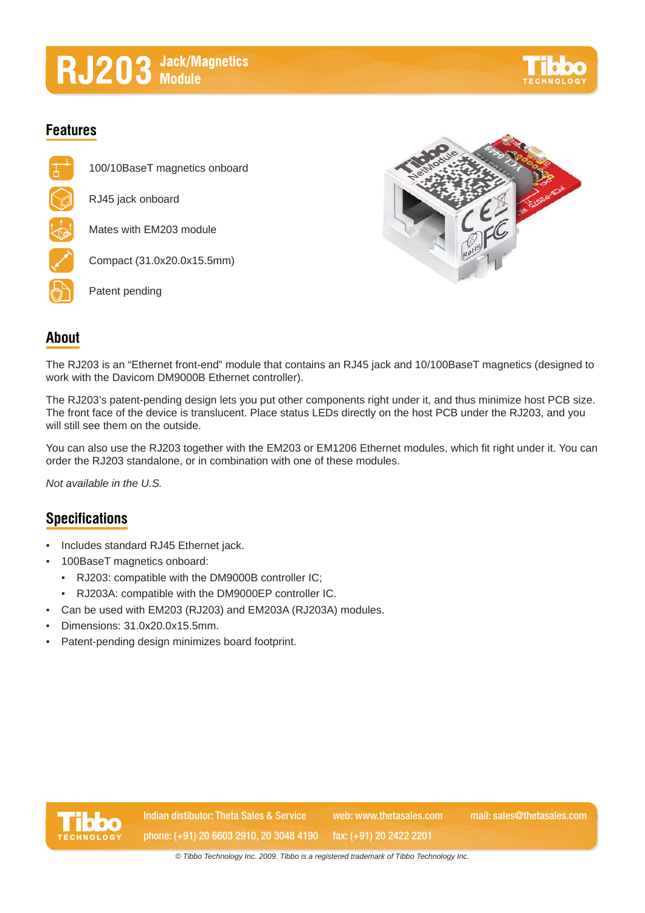# RJ203 Jack/Magnetics Module

## Features

- 100/10BaseT magnetics onboard
- RJ45 jack onboard
- Mates with EM203 module
- Compact (31.0x20.0x15.5mm)
- Patent pending

## About

The RJ203 is an "Ethernet front-end" module that contains an RJ45 jack and 10/100BaseT magnetics (designed to work with the Davicom DM9000B Ethernet controller).

The RJ203's patent-pending design lets you put other components right under it, and thus minimize host PCB size. The front face of the device is translucent. Place status LEDs directly on the host PCB under the RJ203, and you will still see them on the outside.

You can also use the RJ203 together with the EM203 or EM1206 Ethernet modules, which fit right under it. You can order the RJ203 standalone, or in combination with one of these modules.

*Not available in the U.S.*

## Specifications

- Includes standard RJ45 Ethernet jack.
- 100BaseT magnetics onboard:
  - RJ203: compatible with the DM9000B controller IC;
  - RJ203A: compatible with the DM9000EP controller IC.
- Can be used with EM203 (RJ203) and EM203A (RJ203A) modules.
- Dimensions: 31.0x20.0x15.5mm.
- Patent-pending design minimizes board footprint.

Indian distibutor: Theta Sales & Service  web: www.thetasales.com  mail: sales@thetasales.com

phone: (+91) 20 6603 2910, 20 3048 4190  fax: (+91) 20 2422 2201

*© Tibbo Technology Inc. 2009. Tibbo is a registered trademark of Tibbo Technology Inc.*